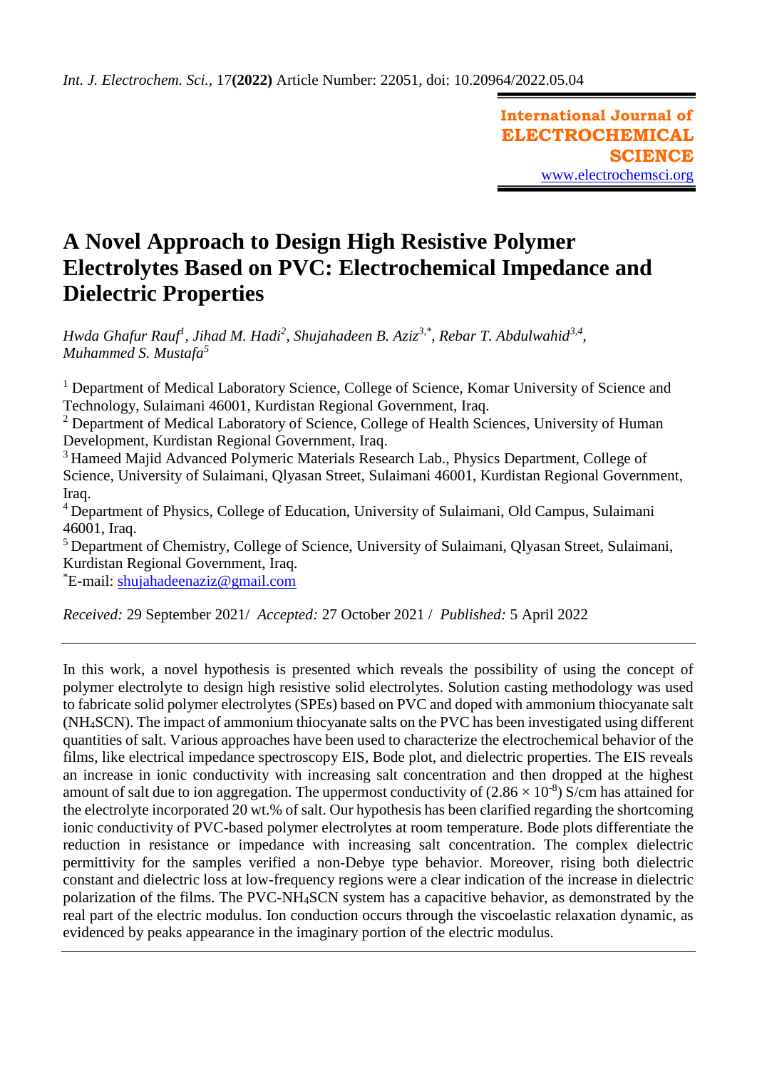*Int. J. Electrochem. Sci.,* 17**(2022)** Article Number: 22051, doi: 10.20964/2022.05.04

**International Journal of ELECTROCHEMICAL SCIENCE**
www.electrochemsci.org

# A Novel Approach to Design High Resistive Polymer Electrolytes Based on PVC: Electrochemical Impedance and Dielectric Properties

*Hwda Ghafur Rauf[1], Jihad M. Hadi[2], Shujahadeen B. Aziz[3,*], Rebar T. Abdulwahid[3,4], Muhammed S. Mustafa[5]*

[1] Department of Medical Laboratory Science, College of Science, Komar University of Science and Technology, Sulaimani 46001, Kurdistan Regional Government, Iraq.
[2] Department of Medical Laboratory of Science, College of Health Sciences, University of Human Development, Kurdistan Regional Government, Iraq.
[3] Hameed Majid Advanced Polymeric Materials Research Lab., Physics Department, College of Science, University of Sulaimani, Qlyasan Street, Sulaimani 46001, Kurdistan Regional Government, Iraq.
[4] Department of Physics, College of Education, University of Sulaimani, Old Campus, Sulaimani 46001, Iraq.
[5] Department of Chemistry, College of Science, University of Sulaimani, Qlyasan Street, Sulaimani, Kurdistan Regional Government, Iraq.
[*]E-mail: shujahadeenaziz@gmail.com

*Received:* 29 September 2021/ *Accepted:* 27 October 2021 / *Published:* 5 April 2022

---

In this work, a novel hypothesis is presented which reveals the possibility of using the concept of polymer electrolyte to design high resistive solid electrolytes. Solution casting methodology was used to fabricate solid polymer electrolytes (SPEs) based on PVC and doped with ammonium thiocyanate salt ($NH_4SCN$). The impact of ammonium thiocyanate salts on the PVC has been investigated using different quantities of salt. Various approaches have been used to characterize the electrochemical behavior of the films, like electrical impedance spectroscopy EIS, Bode plot, and dielectric properties. The EIS reveals an increase in ionic conductivity with increasing salt concentration and then dropped at the highest amount of salt due to ion aggregation. The uppermost conductivity of ($2.86 \times 10^{-8}$) S/cm has attained for the electrolyte incorporated 20 wt.% of salt. Our hypothesis has been clarified regarding the shortcoming ionic conductivity of PVC-based polymer electrolytes at room temperature. Bode plots differentiate the reduction in resistance or impedance with increasing salt concentration. The complex dielectric permittivity for the samples verified a non-Debye type behavior. Moreover, rising both dielectric constant and dielectric loss at low-frequency regions were a clear indication of the increase in dielectric polarization of the films. The PVC-$NH_4SCN$ system has a capacitive behavior, as demonstrated by the real part of the electric modulus. Ion conduction occurs through the viscoelastic relaxation dynamic, as evidenced by peaks appearance in the imaginary portion of the electric modulus.

---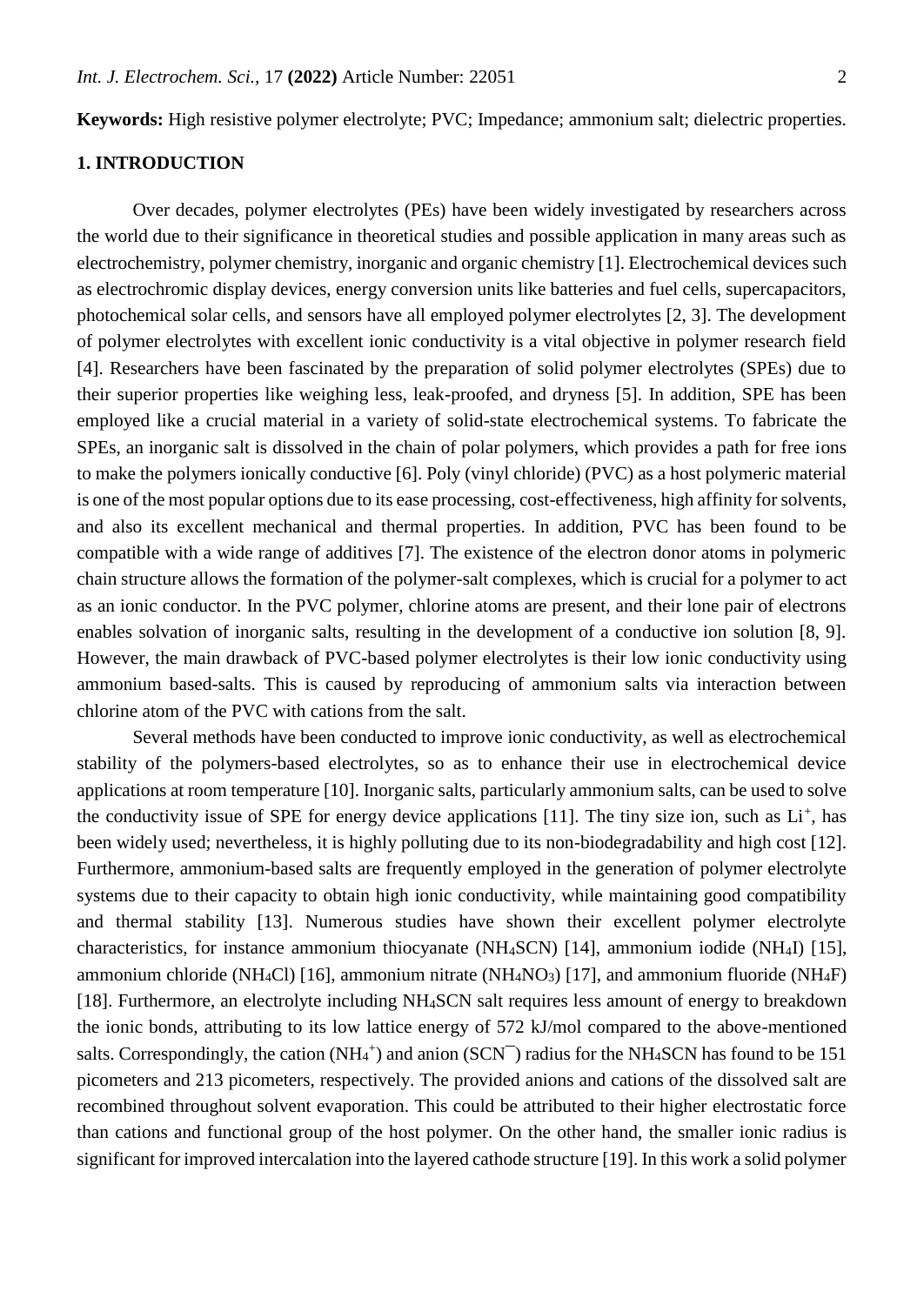**Keywords:** High resistive polymer electrolyte; PVC; Impedance; ammonium salt; dielectric properties.

## 1. INTRODUCTION

Over decades, polymer electrolytes (PEs) have been widely investigated by researchers across the world due to their significance in theoretical studies and possible application in many areas such as electrochemistry, polymer chemistry, inorganic and organic chemistry [1]. Electrochemical devices such as electrochromic display devices, energy conversion units like batteries and fuel cells, supercapacitors, photochemical solar cells, and sensors have all employed polymer electrolytes [2, 3]. The development of polymer electrolytes with excellent ionic conductivity is a vital objective in polymer research field [4]. Researchers have been fascinated by the preparation of solid polymer electrolytes (SPEs) due to their superior properties like weighing less, leak-proofed, and dryness [5]. In addition, SPE has been employed like a crucial material in a variety of solid-state electrochemical systems. To fabricate the SPEs, an inorganic salt is dissolved in the chain of polar polymers, which provides a path for free ions to make the polymers ionically conductive [6]. Poly (vinyl chloride) (PVC) as a host polymeric material is one of the most popular options due to its ease processing, cost-effectiveness, high affinity for solvents, and also its excellent mechanical and thermal properties. In addition, PVC has been found to be compatible with a wide range of additives [7]. The existence of the electron donor atoms in polymeric chain structure allows the formation of the polymer-salt complexes, which is crucial for a polymer to act as an ionic conductor. In the PVC polymer, chlorine atoms are present, and their lone pair of electrons enables solvation of inorganic salts, resulting in the development of a conductive ion solution [8, 9]. However, the main drawback of PVC-based polymer electrolytes is their low ionic conductivity using ammonium based-salts. This is caused by reproducing of ammonium salts via interaction between chlorine atom of the PVC with cations from the salt.

Several methods have been conducted to improve ionic conductivity, as well as electrochemical stability of the polymers-based electrolytes, so as to enhance their use in electrochemical device applications at room temperature [10]. Inorganic salts, particularly ammonium salts, can be used to solve the conductivity issue of SPE for energy device applications [11]. The tiny size ion, such as $Li^+$, has been widely used; nevertheless, it is highly polluting due to its non-biodegradability and high cost [12]. Furthermore, ammonium-based salts are frequently employed in the generation of polymer electrolyte systems due to their capacity to obtain high ionic conductivity, while maintaining good compatibility and thermal stability [13]. Numerous studies have shown their excellent polymer electrolyte characteristics, for instance ammonium thiocyanate ($NH_4SCN$) [14], ammonium iodide ($NH_4I$) [15], ammonium chloride ($NH_4Cl$) [16], ammonium nitrate ($NH_4NO_3$) [17], and ammonium fluoride ($NH_4F$) [18]. Furthermore, an electrolyte including $NH_4SCN$ salt requires less amount of energy to breakdown the ionic bonds, attributing to its low lattice energy of 572 kJ/mol compared to the above-mentioned salts. Correspondingly, the cation ($NH_4^+$) and anion ($SCN^-$) radius for the $NH_4SCN$ has found to be 151 picometers and 213 picometers, respectively. The provided anions and cations of the dissolved salt are recombined throughout solvent evaporation. This could be attributed to their higher electrostatic force than cations and functional group of the host polymer. On the other hand, the smaller ionic radius is significant for improved intercalation into the layered cathode structure [19]. In this work a solid polymer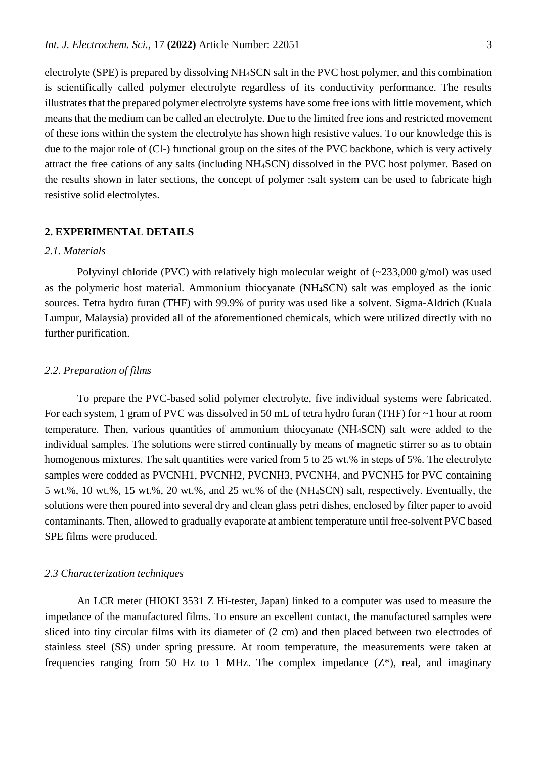electrolyte (SPE) is prepared by dissolving $NH_4SCN$ salt in the PVC host polymer, and this combination is scientifically called polymer electrolyte regardless of its conductivity performance. The results illustrates that the prepared polymer electrolyte systems have some free ions with little movement, which means that the medium can be called an electrolyte. Due to the limited free ions and restricted movement of these ions within the system the electrolyte has shown high resistive values. To our knowledge this is due to the major role of (Cl-) functional group on the sites of the PVC backbone, which is very actively attract the free cations of any salts (including $NH_4SCN$) dissolved in the PVC host polymer. Based on the results shown in later sections, the concept of polymer :salt system can be used to fabricate high resistive solid electrolytes.

## 2. EXPERIMENTAL DETAILS

### *2.1. Materials*

Polyvinyl chloride (PVC) with relatively high molecular weight of (~233,000 g/mol) was used as the polymeric host material. Ammonium thiocyanate ($NH_4SCN$) salt was employed as the ionic sources. Tetra hydro furan (THF) with 99.9% of purity was used like a solvent. Sigma-Aldrich (Kuala Lumpur, Malaysia) provided all of the aforementioned chemicals, which were utilized directly with no further purification.

### *2.2. Preparation of films*

To prepare the PVC-based solid polymer electrolyte, five individual systems were fabricated. For each system, 1 gram of PVC was dissolved in 50 mL of tetra hydro furan (THF) for ~1 hour at room temperature. Then, various quantities of ammonium thiocyanate ($NH_4SCN$) salt were added to the individual samples. The solutions were stirred continually by means of magnetic stirrer so as to obtain homogenous mixtures. The salt quantities were varied from 5 to 25 wt.% in steps of 5%. The electrolyte samples were codded as PVCNH1, PVCNH2, PVCNH3, PVCNH4, and PVCNH5 for PVC containing 5 wt.%, 10 wt.%, 15 wt.%, 20 wt.%, and 25 wt.% of the ($NH_4SCN$) salt, respectively. Eventually, the solutions were then poured into several dry and clean glass petri dishes, enclosed by filter paper to avoid contaminants. Then, allowed to gradually evaporate at ambient temperature until free-solvent PVC based SPE films were produced.

### *2.3 Characterization techniques*

An LCR meter (HIOKI 3531 Z Hi-tester, Japan) linked to a computer was used to measure the impedance of the manufactured films. To ensure an excellent contact, the manufactured samples were sliced into tiny circular films with its diameter of (2 cm) and then placed between two electrodes of stainless steel (SS) under spring pressure. At room temperature, the measurements were taken at frequencies ranging from 50 Hz to 1 MHz. The complex impedance ($Z^*$), real, and imaginary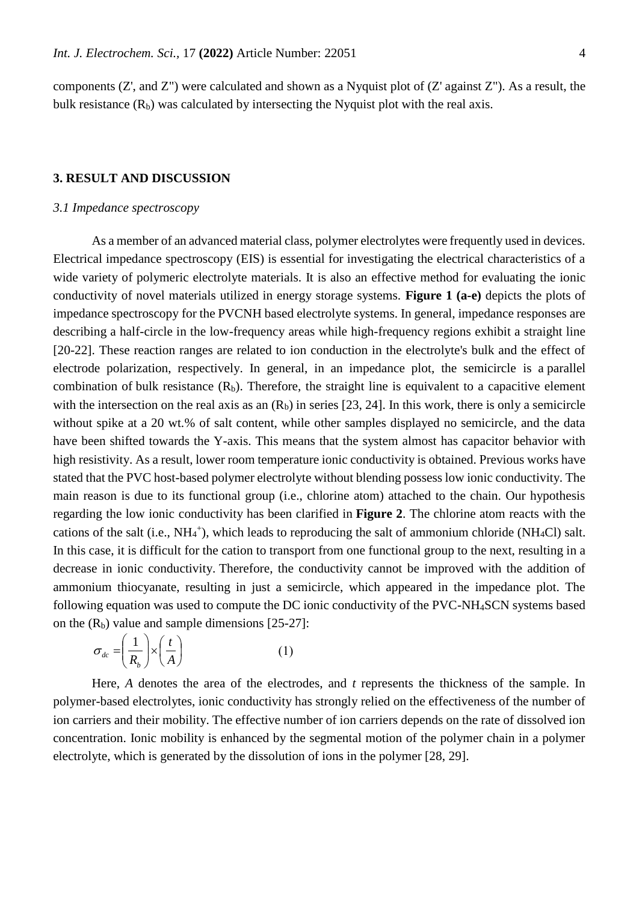components (Z', and Z") were calculated and shown as a Nyquist plot of (Z' against Z"). As a result, the bulk resistance ($R_b$) was calculated by intersecting the Nyquist plot with the real axis.

## 3. RESULT AND DISCUSSION

### *3.1 Impedance spectroscopy*

As a member of an advanced material class, polymer electrolytes were frequently used in devices. Electrical impedance spectroscopy (EIS) is essential for investigating the electrical characteristics of a wide variety of polymeric electrolyte materials. It is also an effective method for evaluating the ionic conductivity of novel materials utilized in energy storage systems. **Figure 1 (a-e)** depicts the plots of impedance spectroscopy for the PVCNH based electrolyte systems. In general, impedance responses are describing a half-circle in the low-frequency areas while high-frequency regions exhibit a straight line [20-22]. These reaction ranges are related to ion conduction in the electrolyte's bulk and the effect of electrode polarization, respectively. In general, in an impedance plot, the semicircle is a parallel combination of bulk resistance ($R_b$). Therefore, the straight line is equivalent to a capacitive element with the intersection on the real axis as an ($R_b$) in series [23, 24]. In this work, there is only a semicircle without spike at a 20 wt.% of salt content, while other samples displayed no semicircle, and the data have been shifted towards the Y-axis. This means that the system almost has capacitor behavior with high resistivity. As a result, lower room temperature ionic conductivity is obtained. Previous works have stated that the PVC host-based polymer electrolyte without blending possess low ionic conductivity. The main reason is due to its functional group (i.e., chlorine atom) attached to the chain. Our hypothesis regarding the low ionic conductivity has been clarified in **Figure 2**. The chlorine atom reacts with the cations of the salt (i.e., $NH_4^+$), which leads to reproducing the salt of ammonium chloride ($NH_4Cl$) salt. In this case, it is difficult for the cation to transport from one functional group to the next, resulting in a decrease in ionic conductivity. Therefore, the conductivity cannot be improved with the addition of ammonium thiocyanate, resulting in just a semicircle, which appeared in the impedance plot. The following equation was used to compute the DC ionic conductivity of the PVC-$NH_4SCN$ systems based on the ($R_b$) value and sample dimensions [25-27]:

$$\sigma_{dc} = \left(\frac{1}{R_b}\right) \times \left(\frac{t}{A}\right) \qquad (1)$$

Here, $A$ denotes the area of the electrodes, and $t$ represents the thickness of the sample. In polymer-based electrolytes, ionic conductivity has strongly relied on the effectiveness of the number of ion carriers and their mobility. The effective number of ion carriers depends on the rate of dissolved ion concentration. Ionic mobility is enhanced by the segmental motion of the polymer chain in a polymer electrolyte, which is generated by the dissolution of ions in the polymer [28, 29].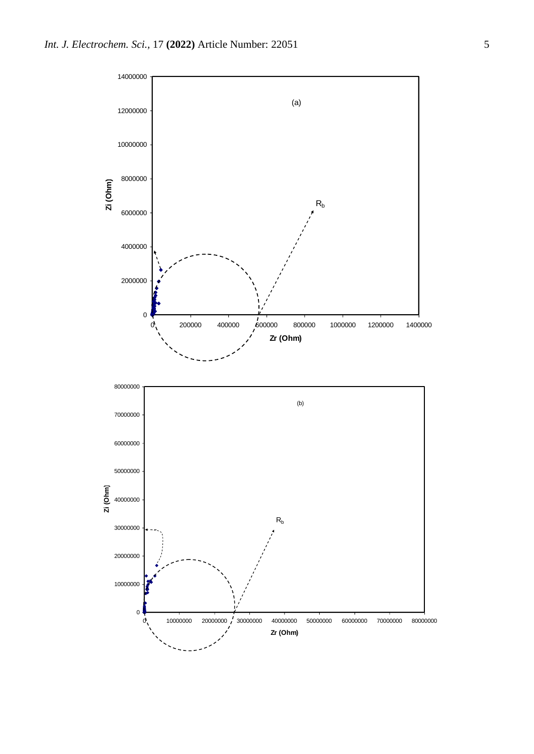(a)

$R_b$

Zi (Ohm)

Zr (Ohm)

(b)

$R_b$

Zi (Ohm)

Zr (Ohm)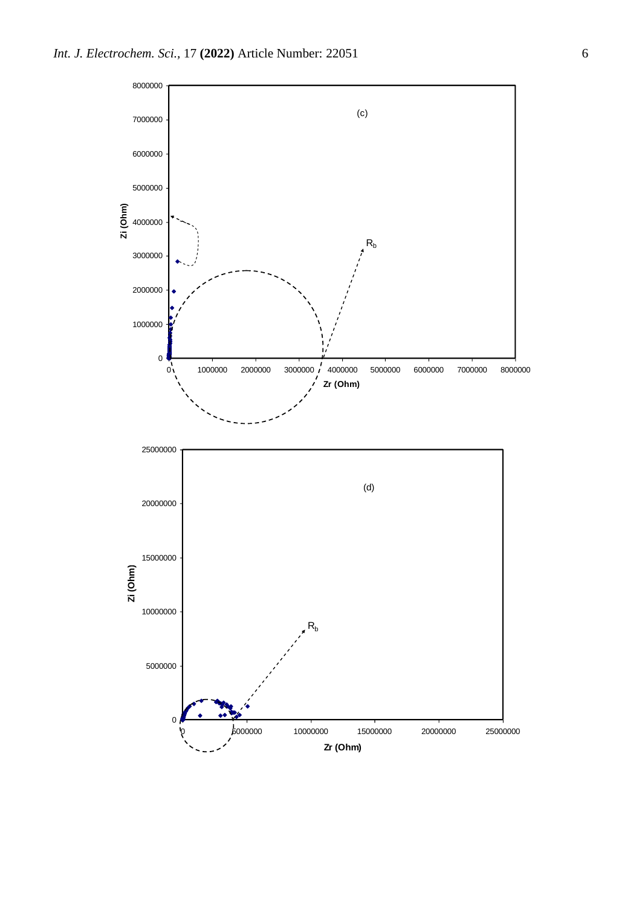(c)

(d)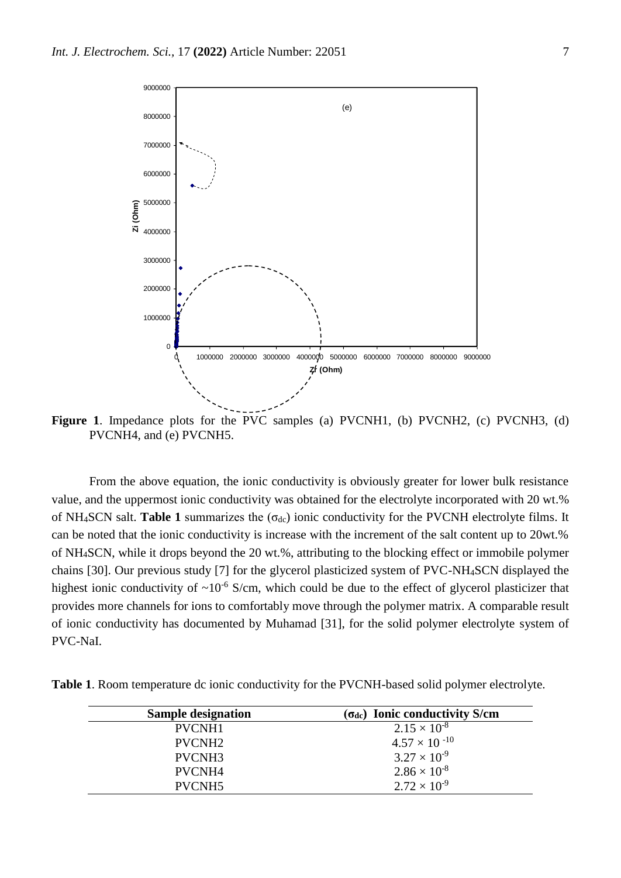**Figure 1**. Impedance plots for the PVC samples (a) PVCNH1, (b) PVCNH2, (c) PVCNH3, (d) PVCNH4, and (e) PVCNH5.

From the above equation, the ionic conductivity is obviously greater for lower bulk resistance value, and the uppermost ionic conductivity was obtained for the electrolyte incorporated with 20 wt.% of $NH_4SCN$ salt. **Table 1** summarizes the ($\sigma_{dc}$) ionic conductivity for the PVCNH electrolyte films. It can be noted that the ionic conductivity is increase with the increment of the salt content up to 20wt.% of $NH_4SCN$, while it drops beyond the 20 wt.%, attributing to the blocking effect or immobile polymer chains [30]. Our previous study [7] for the glycerol plasticized system of PVC-$NH_4SCN$ displayed the highest ionic conductivity of ~$10^{-6}$ S/cm, which could be due to the effect of glycerol plasticizer that provides more channels for ions to comfortably move through the polymer matrix. A comparable result of ionic conductivity has documented by Muhamad [31], for the solid polymer electrolyte system of PVC-NaI.

**Table 1**. Room temperature dc ionic conductivity for the PVCNH-based solid polymer electrolyte.

| Sample designation | ($\sigma_{dc}$) Ionic conductivity S/cm |
|---|---|
| PVCNH1 | $2.15 \times 10^{-8}$ |
| PVCNH2 | $4.57 \times 10^{-10}$ |
| PVCNH3 | $3.27 \times 10^{-9}$ |
| PVCNH4 | $2.86 \times 10^{-8}$ |
| PVCNH5 | $2.72 \times 10^{-9}$ |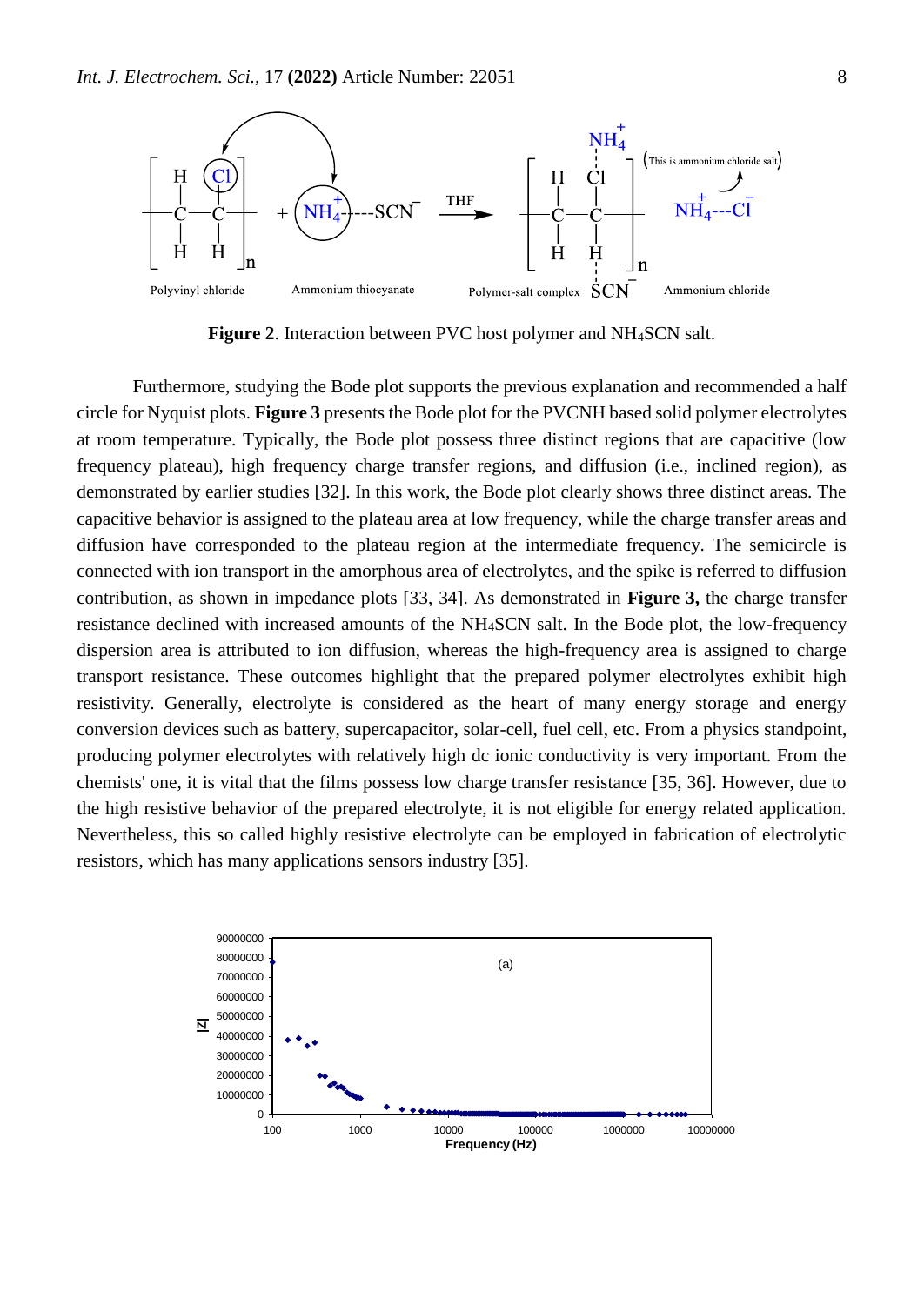**Figure 2**. Interaction between PVC host polymer and $NH_4SCN$ salt.

Furthermore, studying the Bode plot supports the previous explanation and recommended a half circle for Nyquist plots. **Figure 3** presents the Bode plot for the PVCNH based solid polymer electrolytes at room temperature. Typically, the Bode plot possess three distinct regions that are capacitive (low frequency plateau), high frequency charge transfer regions, and diffusion (i.e., inclined region), as demonstrated by earlier studies [32]. In this work, the Bode plot clearly shows three distinct areas. The capacitive behavior is assigned to the plateau area at low frequency, while the charge transfer areas and diffusion have corresponded to the plateau region at the intermediate frequency. The semicircle is connected with ion transport in the amorphous area of electrolytes, and the spike is referred to diffusion contribution, as shown in impedance plots [33, 34]. As demonstrated in **Figure 3,** the charge transfer resistance declined with increased amounts of the $NH_4SCN$ salt. In the Bode plot, the low-frequency dispersion area is attributed to ion diffusion, whereas the high-frequency area is assigned to charge transport resistance. These outcomes highlight that the prepared polymer electrolytes exhibit high resistivity. Generally, electrolyte is considered as the heart of many energy storage and energy conversion devices such as battery, supercapacitor, solar-cell, fuel cell, etc. From a physics standpoint, producing polymer electrolytes with relatively high dc ionic conductivity is very important. From the chemists' one, it is vital that the films possess low charge transfer resistance [35, 36]. However, due to the high resistive behavior of the prepared electrolyte, it is not eligible for energy related application. Nevertheless, this so called highly resistive electrolyte can be employed in fabrication of electrolytic resistors, which has many applications sensors industry [35].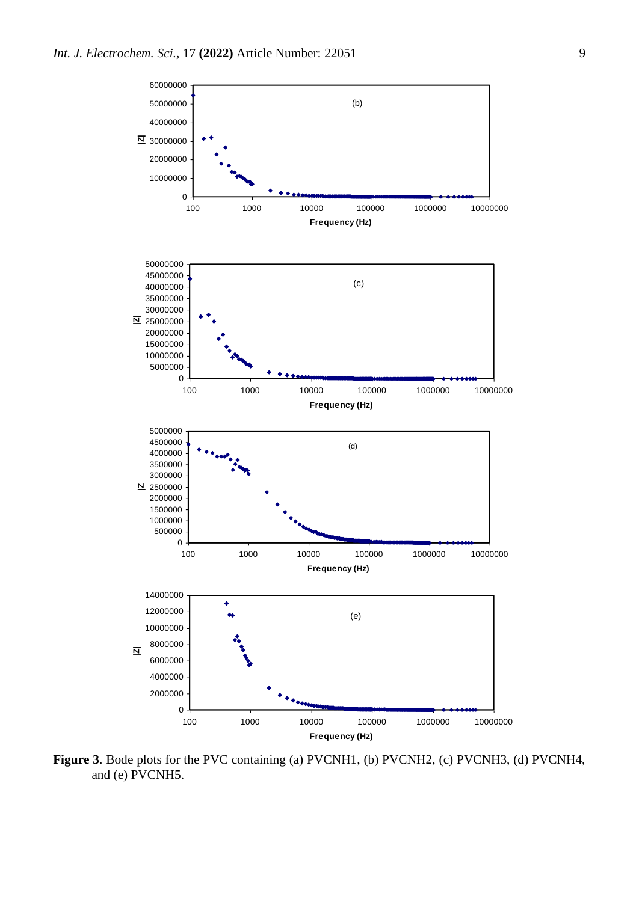**Figure 3**. Bode plots for the PVC containing (a) PVCNH1, (b) PVCNH2, (c) PVCNH3, (d) PVCNH4, and (e) PVCNH5.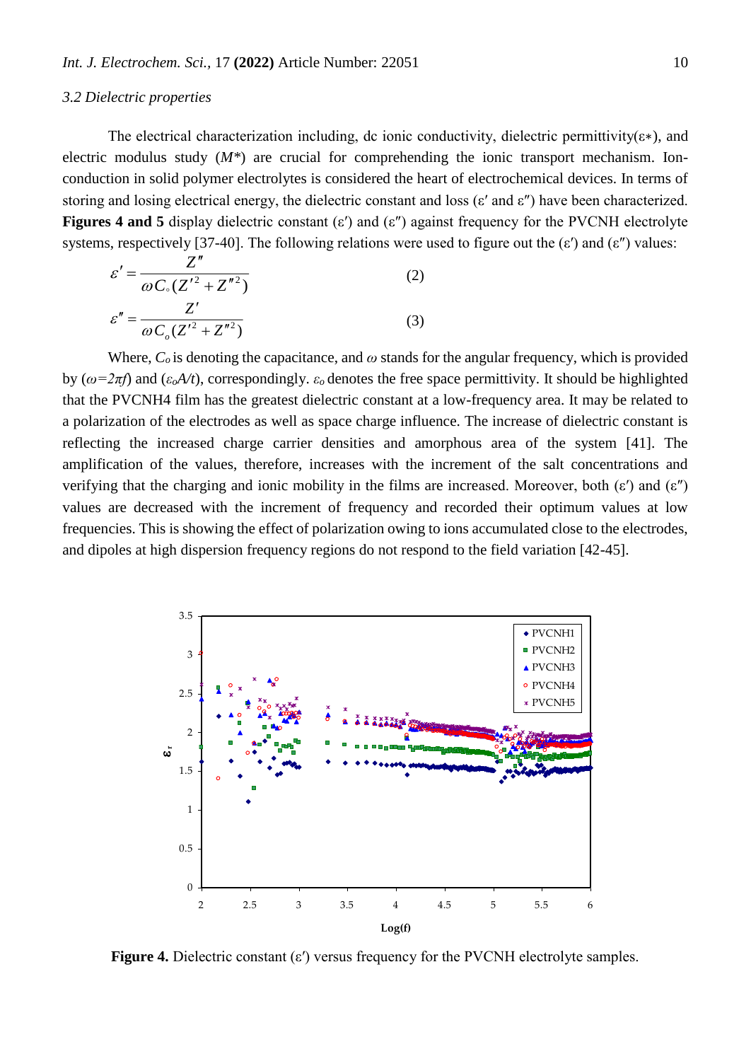*3.2 Dielectric properties*

The electrical characterization including, dc ionic conductivity, dielectric permittivity($\varepsilon*$), and electric modulus study ($M*$) are crucial for comprehending the ionic transport mechanism. Ion-conduction in solid polymer electrolytes is considered the heart of electrochemical devices. In terms of storing and losing electrical energy, the dielectric constant and loss ($\varepsilon'$ and $\varepsilon''$) have been characterized. **Figures 4 and 5** display dielectric constant ($\varepsilon'$) and ($\varepsilon''$) against frequency for the PVCNH electrolyte systems, respectively [37-40]. The following relations were used to figure out the ($\varepsilon'$) and ($\varepsilon''$) values:

$$\varepsilon' = \frac{Z''}{\omega C_{\circ}(Z'^2 + Z''^2)} \quad (2)$$

$$\varepsilon'' = \frac{Z'}{\omega C_o(Z'^2 + Z''^2)} \quad (3)$$

Where, $C_o$ is denoting the capacitance, and $\omega$ stands for the angular frequency, which is provided by ($\omega=2\pi f$) and ($\varepsilon_o A/t$), correspondingly. $\varepsilon_o$ denotes the free space permittivity. It should be highlighted that the PVCNH4 film has the greatest dielectric constant at a low-frequency area. It may be related to a polarization of the electrodes as well as space charge influence. The increase of dielectric constant is reflecting the increased charge carrier densities and amorphous area of the system [41]. The amplification of the values, therefore, increases with the increment of the salt concentrations and verifying that the charging and ionic mobility in the films are increased. Moreover, both ($\varepsilon'$) and ($\varepsilon''$) values are decreased with the increment of frequency and recorded their optimum values at low frequencies. This is showing the effect of polarization owing to ions accumulated close to the electrodes, and dipoles at high dispersion frequency regions do not respond to the field variation [42-45].

**Figure 4.** Dielectric constant ($\varepsilon'$) versus frequency for the PVCNH electrolyte samples.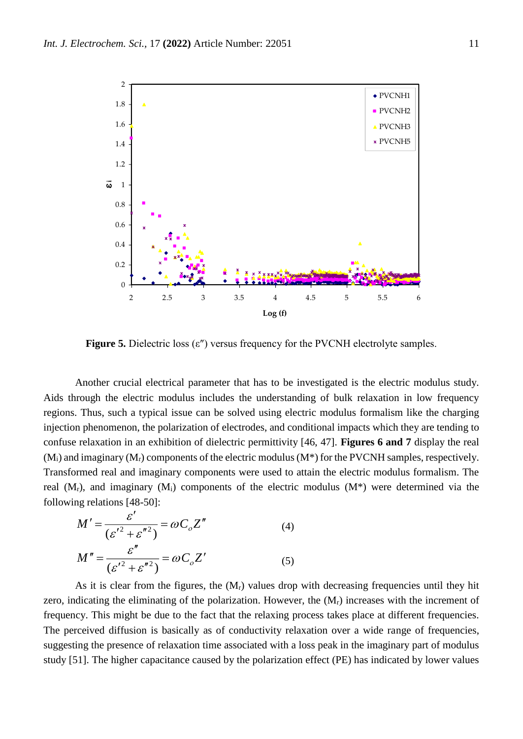**Figure 5.** Dielectric loss (ε″) versus frequency for the PVCNH electrolyte samples.

Another crucial electrical parameter that has to be investigated is the electric modulus study. Aids through the electric modulus includes the understanding of bulk relaxation in low frequency regions. Thus, such a typical issue can be solved using electric modulus formalism like the charging injection phenomenon, the polarization of electrodes, and conditional impacts which they are tending to confuse relaxation in an exhibition of dielectric permittivity [46, 47]. **Figures 6 and 7** display the real ($M_i$) and imaginary ($M_r$) components of the electric modulus (M*) for the PVCNH samples, respectively. Transformed real and imaginary components were used to attain the electric modulus formalism. The real ($M_r$), and imaginary ($M_i$) components of the electric modulus (M*) were determined via the following relations [48-50]:

$$M' = \frac{\varepsilon'}{(\varepsilon'^2 + \varepsilon''^2)} = \omega C_o Z'' \qquad (4)$$

$$M'' = \frac{\varepsilon''}{(\varepsilon'^2 + \varepsilon''^2)} = \omega C_o Z' \qquad (5)$$

As it is clear from the figures, the ($M_r$) values drop with decreasing frequencies until they hit zero, indicating the eliminating of the polarization. However, the ($M_r$) increases with the increment of frequency. This might be due to the fact that the relaxing process takes place at different frequencies. The perceived diffusion is basically as of conductivity relaxation over a wide range of frequencies, suggesting the presence of relaxation time associated with a loss peak in the imaginary part of modulus study [51]. The higher capacitance caused by the polarization effect (PE) has indicated by lower values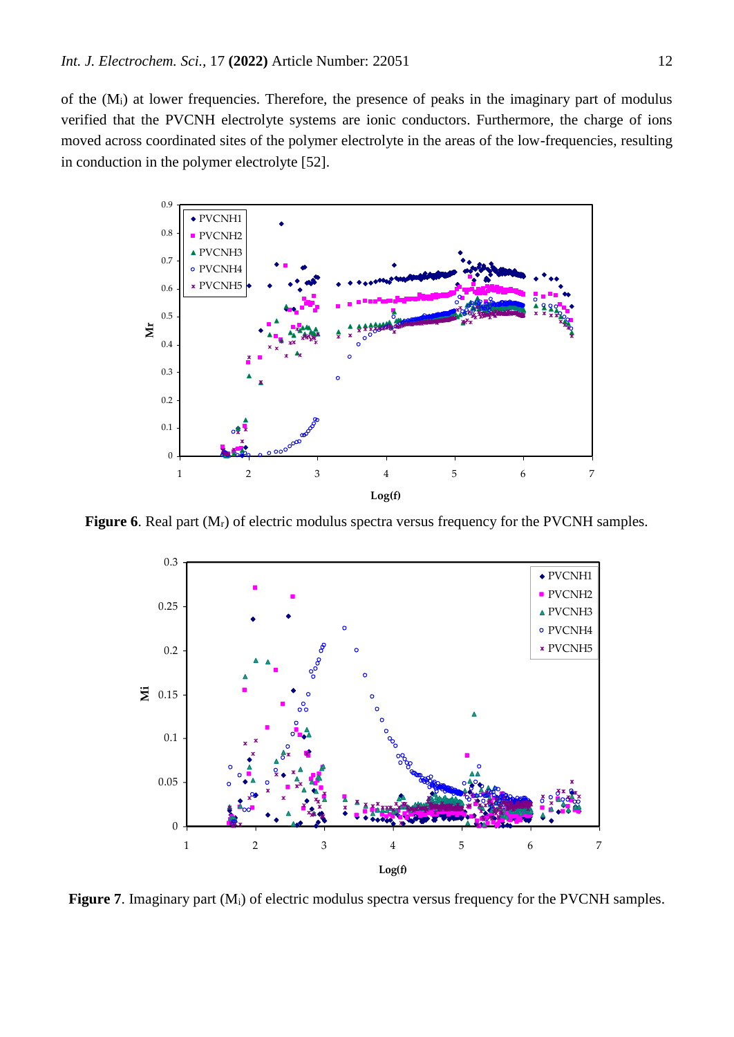of the ($M_i$) at lower frequencies. Therefore, the presence of peaks in the imaginary part of modulus verified that the PVCNH electrolyte systems are ionic conductors. Furthermore, the charge of ions moved across coordinated sites of the polymer electrolyte in the areas of the low-frequencies, resulting in conduction in the polymer electrolyte [52].

**Figure 6**. Real part ($M_r$) of electric modulus spectra versus frequency for the PVCNH samples.

**Figure 7**. Imaginary part ($M_i$) of electric modulus spectra versus frequency for the PVCNH samples.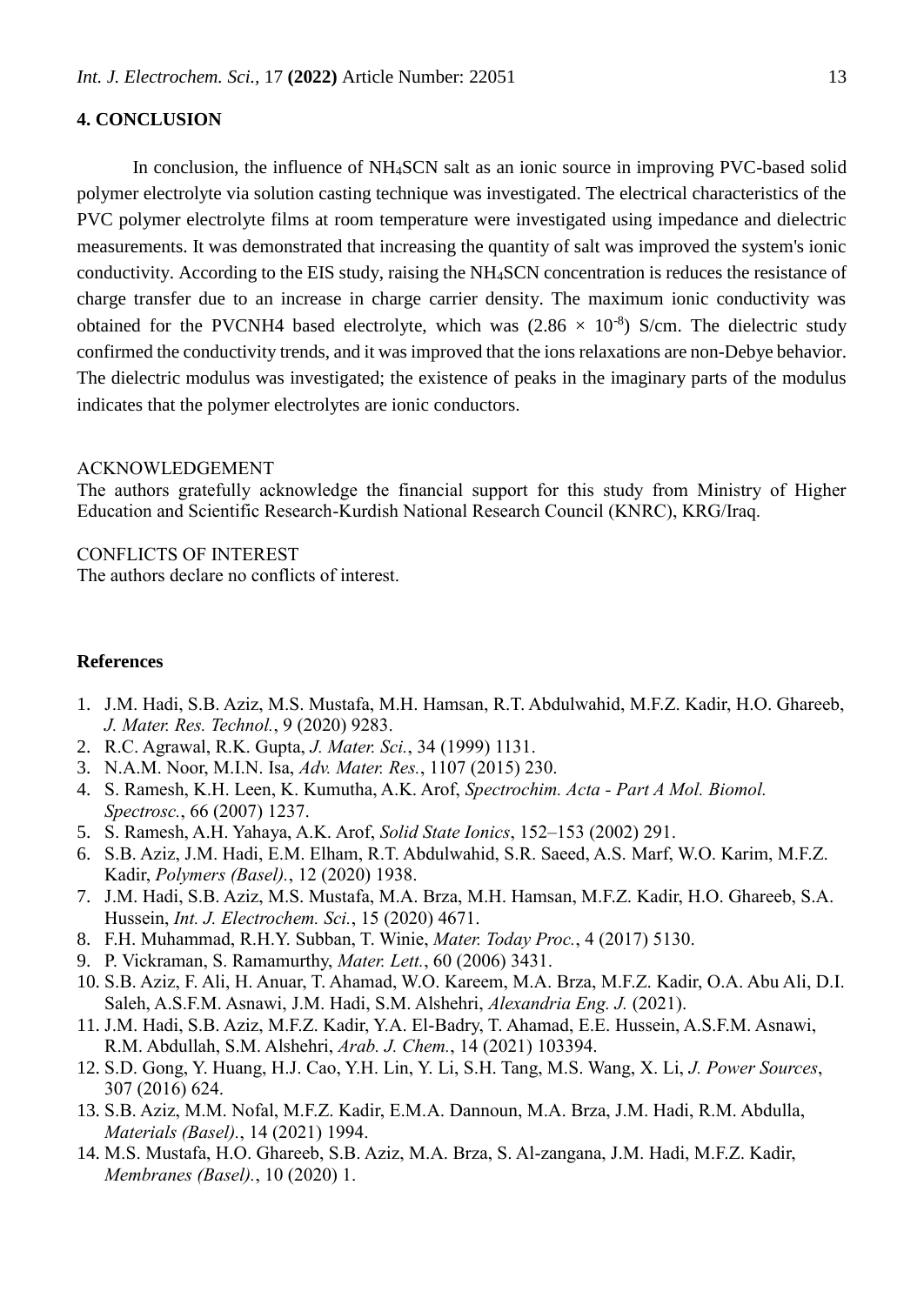## 4. CONCLUSION

In conclusion, the influence of $NH_4SCN$ salt as an ionic source in improving PVC-based solid polymer electrolyte via solution casting technique was investigated. The electrical characteristics of the PVC polymer electrolyte films at room temperature were investigated using impedance and dielectric measurements. It was demonstrated that increasing the quantity of salt was improved the system's ionic conductivity. According to the EIS study, raising the $NH_4SCN$ concentration is reduces the resistance of charge transfer due to an increase in charge carrier density. The maximum ionic conductivity was obtained for the PVCNH4 based electrolyte, which was $(2.86 \times 10^{-8})$ S/cm. The dielectric study confirmed the conductivity trends, and it was improved that the ions relaxations are non-Debye behavior. The dielectric modulus was investigated; the existence of peaks in the imaginary parts of the modulus indicates that the polymer electrolytes are ionic conductors.

ACKNOWLEDGEMENT

The authors gratefully acknowledge the financial support for this study from Ministry of Higher Education and Scientific Research-Kurdish National Research Council (KNRC), KRG/Iraq.

CONFLICTS OF INTEREST

The authors declare no conflicts of interest.

## References

1. J.M. Hadi, S.B. Aziz, M.S. Mustafa, M.H. Hamsan, R.T. Abdulwahid, M.F.Z. Kadir, H.O. Ghareeb, *J. Mater. Res. Technol.*, 9 (2020) 9283.
2. R.C. Agrawal, R.K. Gupta, *J. Mater. Sci.*, 34 (1999) 1131.
3. N.A.M. Noor, M.I.N. Isa, *Adv. Mater. Res.*, 1107 (2015) 230.
4. S. Ramesh, K.H. Leen, K. Kumutha, A.K. Arof, *Spectrochim. Acta - Part A Mol. Biomol. Spectrosc.*, 66 (2007) 1237.
5. S. Ramesh, A.H. Yahaya, A.K. Arof, *Solid State Ionics*, 152–153 (2002) 291.
6. S.B. Aziz, J.M. Hadi, E.M. Elham, R.T. Abdulwahid, S.R. Saeed, A.S. Marf, W.O. Karim, M.F.Z. Kadir, *Polymers (Basel).*, 12 (2020) 1938.
7. J.M. Hadi, S.B. Aziz, M.S. Mustafa, M.A. Brza, M.H. Hamsan, M.F.Z. Kadir, H.O. Ghareeb, S.A. Hussein, *Int. J. Electrochem. Sci.*, 15 (2020) 4671.
8. F.H. Muhammad, R.H.Y. Subban, T. Winie, *Mater. Today Proc.*, 4 (2017) 5130.
9. P. Vickraman, S. Ramamurthy, *Mater. Lett.*, 60 (2006) 3431.
10. S.B. Aziz, F. Ali, H. Anuar, T. Ahamad, W.O. Kareem, M.A. Brza, M.F.Z. Kadir, O.A. Abu Ali, D.I. Saleh, A.S.F.M. Asnawi, J.M. Hadi, S.M. Alshehri, *Alexandria Eng. J.* (2021).
11. J.M. Hadi, S.B. Aziz, M.F.Z. Kadir, Y.A. El-Badry, T. Ahamad, E.E. Hussein, A.S.F.M. Asnawi, R.M. Abdullah, S.M. Alshehri, *Arab. J. Chem.*, 14 (2021) 103394.
12. S.D. Gong, Y. Huang, H.J. Cao, Y.H. Lin, Y. Li, S.H. Tang, M.S. Wang, X. Li, *J. Power Sources*, 307 (2016) 624.
13. S.B. Aziz, M.M. Nofal, M.F.Z. Kadir, E.M.A. Dannoun, M.A. Brza, J.M. Hadi, R.M. Abdulla, *Materials (Basel).*, 14 (2021) 1994.
14. M.S. Mustafa, H.O. Ghareeb, S.B. Aziz, M.A. Brza, S. Al-zangana, J.M. Hadi, M.F.Z. Kadir, *Membranes (Basel).*, 10 (2020) 1.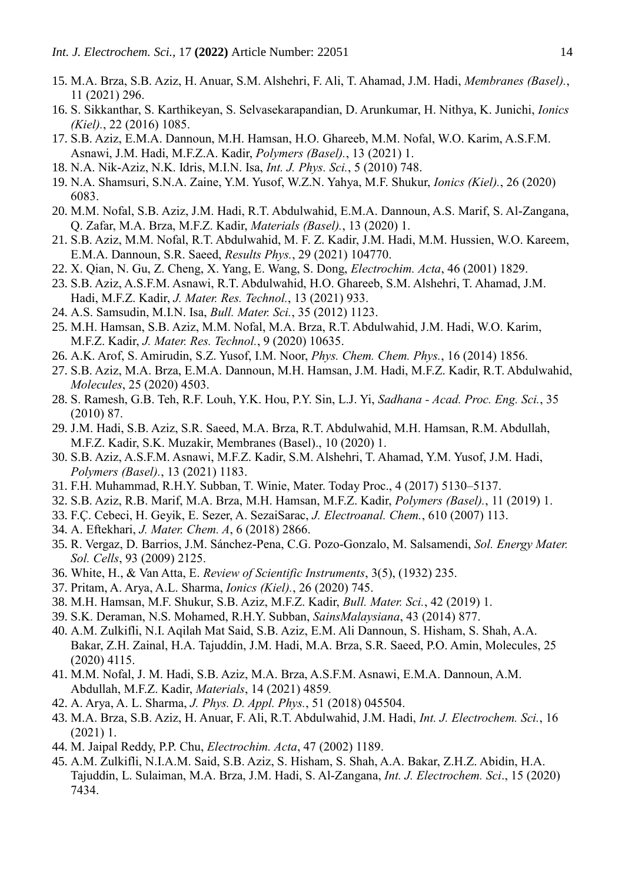15. M.A. Brza, S.B. Aziz, H. Anuar, S.M. Alshehri, F. Ali, T. Ahamad, J.M. Hadi, *Membranes (Basel).*, 11 (2021) 296.
16. S. Sikkanthar, S. Karthikeyan, S. Selvasekarapandian, D. Arunkumar, H. Nithya, K. Junichi, *Ionics (Kiel).*, 22 (2016) 1085.
17. S.B. Aziz, E.M.A. Dannoun, M.H. Hamsan, H.O. Ghareeb, M.M. Nofal, W.O. Karim, A.S.F.M. Asnawi, J.M. Hadi, M.F.Z.A. Kadir, *Polymers (Basel).*, 13 (2021) 1.
18. N.A. Nik-Aziz, N.K. Idris, M.I.N. Isa, *Int. J. Phys. Sci.*, 5 (2010) 748.
19. N.A. Shamsuri, S.N.A. Zaine, Y.M. Yusof, W.Z.N. Yahya, M.F. Shukur, *Ionics (Kiel).*, 26 (2020) 6083.
20. M.M. Nofal, S.B. Aziz, J.M. Hadi, R.T. Abdulwahid, E.M.A. Dannoun, A.S. Marif, S. Al-Zangana, Q. Zafar, M.A. Brza, M.F.Z. Kadir, *Materials (Basel).*, 13 (2020) 1.
21. S.B. Aziz, M.M. Nofal, R.T. Abdulwahid, M. F. Z. Kadir, J.M. Hadi, M.M. Hussien, W.O. Kareem, E.M.A. Dannoun, S.R. Saeed, *Results Phys.*, 29 (2021) 104770.
22. X. Qian, N. Gu, Z. Cheng, X. Yang, E. Wang, S. Dong, *Electrochim. Acta*, 46 (2001) 1829.
23. S.B. Aziz, A.S.F.M. Asnawi, R.T. Abdulwahid, H.O. Ghareeb, S.M. Alshehri, T. Ahamad, J.M. Hadi, M.F.Z. Kadir, *J. Mater. Res. Technol.*, 13 (2021) 933.
24. A.S. Samsudin, M.I.N. Isa, *Bull. Mater. Sci.*, 35 (2012) 1123.
25. M.H. Hamsan, S.B. Aziz, M.M. Nofal, M.A. Brza, R.T. Abdulwahid, J.M. Hadi, W.O. Karim, M.F.Z. Kadir, *J. Mater. Res. Technol.*, 9 (2020) 10635.
26. A.K. Arof, S. Amirudin, S.Z. Yusof, I.M. Noor, *Phys. Chem. Chem. Phys.*, 16 (2014) 1856.
27. S.B. Aziz, M.A. Brza, E.M.A. Dannoun, M.H. Hamsan, J.M. Hadi, M.F.Z. Kadir, R.T. Abdulwahid, *Molecules*, 25 (2020) 4503.
28. S. Ramesh, G.B. Teh, R.F. Louh, Y.K. Hou, P.Y. Sin, L.J. Yi, *Sadhana - Acad. Proc. Eng. Sci.*, 35 (2010) 87.
29. J.M. Hadi, S.B. Aziz, S.R. Saeed, M.A. Brza, R.T. Abdulwahid, M.H. Hamsan, R.M. Abdullah, M.F.Z. Kadir, S.K. Muzakir, Membranes (Basel)., 10 (2020) 1.
30. S.B. Aziz, A.S.F.M. Asnawi, M.F.Z. Kadir, S.M. Alshehri, T. Ahamad, Y.M. Yusof, J.M. Hadi, *Polymers (Basel).*, 13 (2021) 1183.
31. F.H. Muhammad, R.H.Y. Subban, T. Winie, Mater. Today Proc., 4 (2017) 5130–5137.
32. S.B. Aziz, R.B. Marif, M.A. Brza, M.H. Hamsan, M.F.Z. Kadir, *Polymers (Basel).*, 11 (2019) 1.
33. F.Ç. Cebeci, H. Geyik, E. Sezer, A. SezaiSarac, *J. Electroanal. Chem.*, 610 (2007) 113.
34. A. Eftekhari, *J. Mater. Chem. A*, 6 (2018) 2866.
35. R. Vergaz, D. Barrios, J.M. Sánchez-Pena, C.G. Pozo-Gonzalo, M. Salsamendi, *Sol. Energy Mater. Sol. Cells*, 93 (2009) 2125.
36. White, H., & Van Atta, E. *Review of Scientific Instruments*, 3(5), (1932) 235.
37. Pritam, A. Arya, A.L. Sharma, *Ionics (Kiel).*, 26 (2020) 745.
38. M.H. Hamsan, M.F. Shukur, S.B. Aziz, M.F.Z. Kadir, *Bull. Mater. Sci.*, 42 (2019) 1.
39. S.K. Deraman, N.S. Mohamed, R.H.Y. Subban, *SainsMalaysiana*, 43 (2014) 877.
40. A.M. Zulkifli, N.I. Aqilah Mat Said, S.B. Aziz, E.M. Ali Dannoun, S. Hisham, S. Shah, A.A. Bakar, Z.H. Zainal, H.A. Tajuddin, J.M. Hadi, M.A. Brza, S.R. Saeed, P.O. Amin, Molecules, 25 (2020) 4115.
41. M.M. Nofal, J. M. Hadi, S.B. Aziz, M.A. Brza, A.S.F.M. Asnawi, E.M.A. Dannoun, A.M. Abdullah, M.F.Z. Kadir, *Materials*, 14 (2021) 4859.
42. A. Arya, A. L. Sharma, *J. Phys. D. Appl. Phys.*, 51 (2018) 045504.
43. M.A. Brza, S.B. Aziz, H. Anuar, F. Ali, R.T. Abdulwahid, J.M. Hadi, *Int. J. Electrochem. Sci.*, 16 (2021) 1.
44. M. Jaipal Reddy, P.P. Chu, *Electrochim. Acta*, 47 (2002) 1189.
45. A.M. Zulkifli, N.I.A.M. Said, S.B. Aziz, S. Hisham, S. Shah, A.A. Bakar, Z.H.Z. Abidin, H.A. Tajuddin, L. Sulaiman, M.A. Brza, J.M. Hadi, S. Al-Zangana, *Int. J. Electrochem. Sci*., 15 (2020) 7434.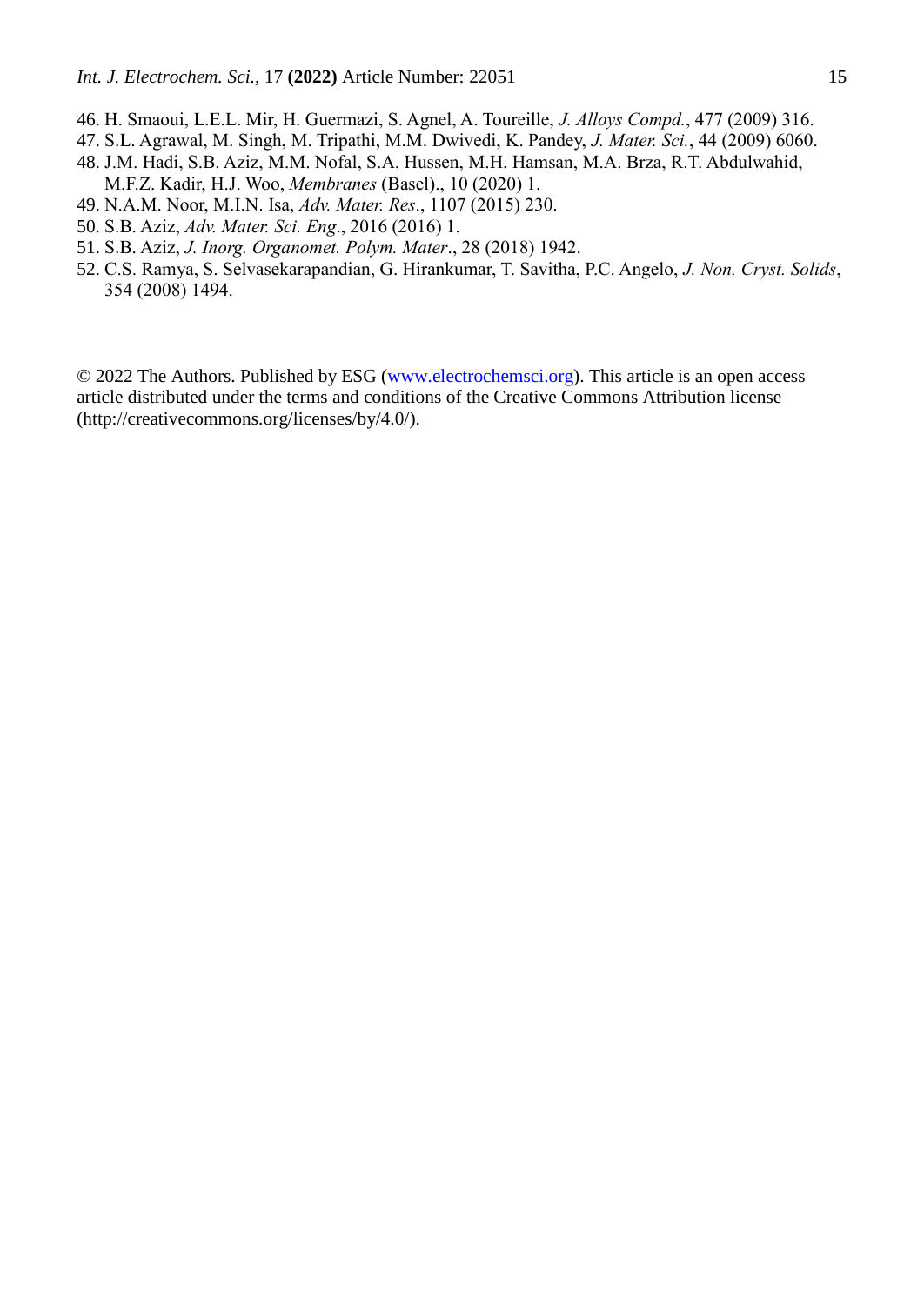46. H. Smaoui, L.E.L. Mir, H. Guermazi, S. Agnel, A. Toureille, *J. Alloys Compd.*, 477 (2009) 316.
47. S.L. Agrawal, M. Singh, M. Tripathi, M.M. Dwivedi, K. Pandey, *J. Mater. Sci.*, 44 (2009) 6060.
48. J.M. Hadi, S.B. Aziz, M.M. Nofal, S.A. Hussen, M.H. Hamsan, M.A. Brza, R.T. Abdulwahid, M.F.Z. Kadir, H.J. Woo, *Membranes* (Basel)., 10 (2020) 1.
49. N.A.M. Noor, M.I.N. Isa, *Adv. Mater. Res*., 1107 (2015) 230.
50. S.B. Aziz, *Adv. Mater. Sci. Eng*., 2016 (2016) 1.
51. S.B. Aziz, *J. Inorg. Organomet. Polym. Mater*., 28 (2018) 1942.
52. C.S. Ramya, S. Selvasekarapandian, G. Hirankumar, T. Savitha, P.C. Angelo, *J. Non. Cryst. Solids*, 354 (2008) 1494.

© 2022 The Authors. Published by ESG (www.electrochemsci.org). This article is an open access article distributed under the terms and conditions of the Creative Commons Attribution license (http://creativecommons.org/licenses/by/4.0/).